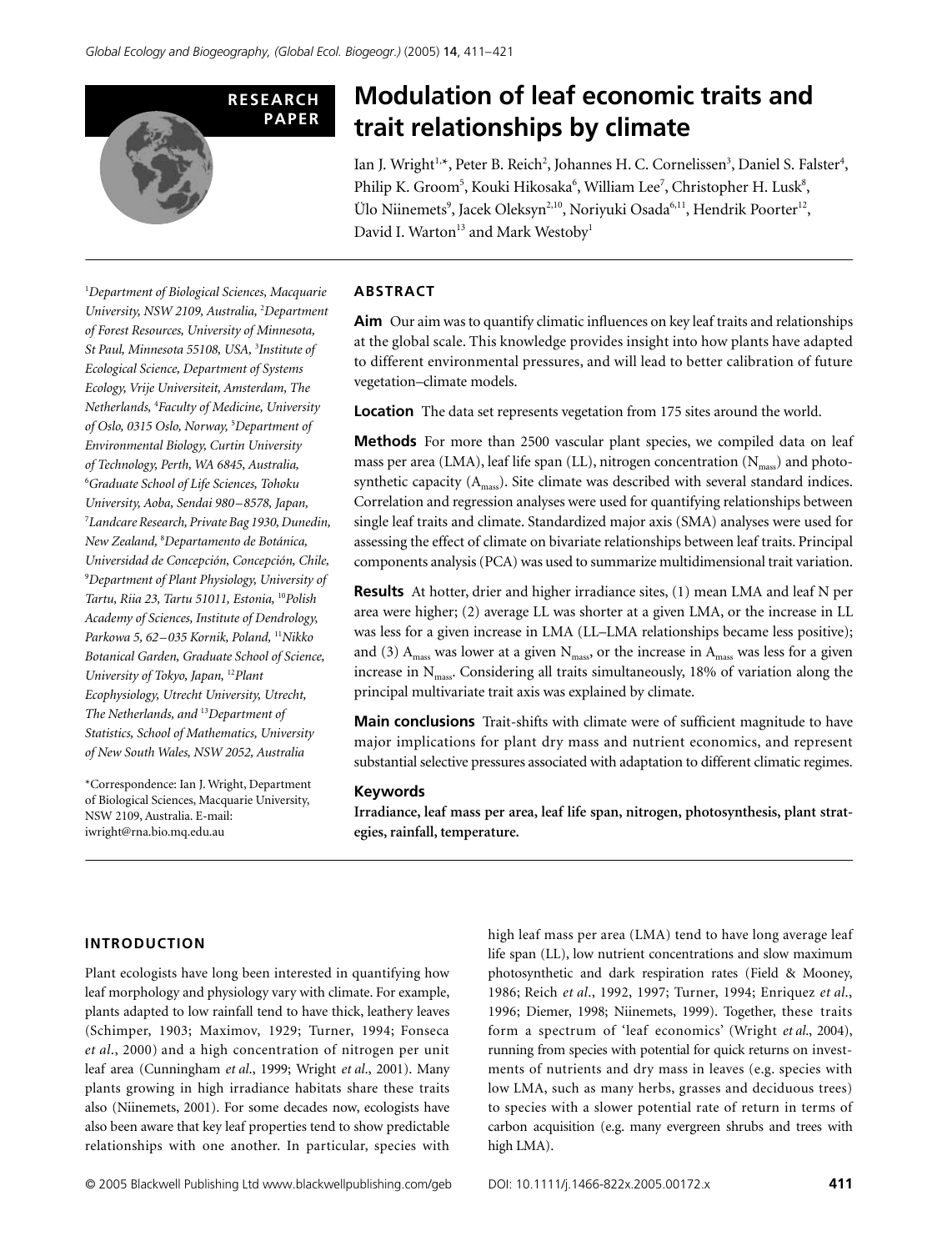RESEARCH PAPER

# Modulation of leaf economic traits and trait relationships by climate

Ian J. Wright[1,*], Peter B. Reich[2], Johannes H. C. Cornelissen[3], Daniel S. Falster[4], Philip K. Groom[5], Kouki Hikosaka[6], William Lee[7], Christopher H. Lusk[8], Ülo Niinemets[9], Jacek Oleksyn[2,10], Noriyuki Osada[6,11], Hendrik Poorter[12], David I. Warton[13] and Mark Westoby[1]

[1]*Department of Biological Sciences, Macquarie University, NSW 2109, Australia,* [2]*Department of Forest Resources, University of Minnesota, St Paul, Minnesota 55108, USA,* [3]*Institute of Ecological Science, Department of Systems Ecology, Vrije Universiteit, Amsterdam, The Netherlands,* [4]*Faculty of Medicine, University of Oslo, 0315 Oslo, Norway,* [5]*Department of Environmental Biology, Curtin University of Technology, Perth, WA 6845, Australia,* [6]*Graduate School of Life Sciences, Tohoku University, Aoba, Sendai 980–8578, Japan,* [7]*Landcare Research, Private Bag 1930, Dunedin, New Zealand,* [8]*Departamento de Botánica, Universidad de Concepción, Concepción, Chile,* [9]*Department of Plant Physiology, University of Tartu, Riia 23, Tartu 51011, Estonia,* [10]*Polish Academy of Sciences, Institute of Dendrology, Parkowa 5, 62–035 Kornik, Poland,* [11]*Nikko Botanical Garden, Graduate School of Science, University of Tokyo, Japan,* [12]*Plant Ecophysiology, Utrecht University, Utrecht, The Netherlands, and* [13]*Department of Statistics, School of Mathematics, University of New South Wales, NSW 2052, Australia*

*Correspondence: Ian J. Wright, Department of Biological Sciences, Macquarie University, NSW 2109, Australia. E-mail: iwright@rna.bio.mq.edu.au

## ABSTRACT

**Aim** Our aim was to quantify climatic influences on key leaf traits and relationships at the global scale. This knowledge provides insight into how plants have adapted to different environmental pressures, and will lead to better calibration of future vegetation–climate models.

**Location** The data set represents vegetation from 175 sites around the world.

**Methods** For more than 2500 vascular plant species, we compiled data on leaf mass per area (LMA), leaf life span (LL), nitrogen concentration ($N_{mass}$) and photosynthetic capacity ($A_{mass}$). Site climate was described with several standard indices. Correlation and regression analyses were used for quantifying relationships between single leaf traits and climate. Standardized major axis (SMA) analyses were used for assessing the effect of climate on bivariate relationships between leaf traits. Principal components analysis (PCA) was used to summarize multidimensional trait variation.

**Results** At hotter, drier and higher irradiance sites, (1) mean LMA and leaf N per area were higher; (2) average LL was shorter at a given LMA, or the increase in LL was less for a given increase in LMA (LL–LMA relationships became less positive); and (3) $A_{mass}$ was lower at a given $N_{mass}$, or the increase in $A_{mass}$ was less for a given increase in $N_{mass}$. Considering all traits simultaneously, 18% of variation along the principal multivariate trait axis was explained by climate.

**Main conclusions** Trait-shifts with climate were of sufficient magnitude to have major implications for plant dry mass and nutrient economics, and represent substantial selective pressures associated with adaptation to different climatic regimes.

### Keywords

**Irradiance, leaf mass per area, leaf life span, nitrogen, photosynthesis, plant strategies, rainfall, temperature.**

## INTRODUCTION

Plant ecologists have long been interested in quantifying how leaf morphology and physiology vary with climate. For example, plants adapted to low rainfall tend to have thick, leathery leaves (Schimper, 1903; Maximov, 1929; Turner, 1994; Fonseca *et al*., 2000) and a high concentration of nitrogen per unit leaf area (Cunningham *et al*., 1999; Wright *et al*., 2001). Many plants growing in high irradiance habitats share these traits also (Niinemets, 2001). For some decades now, ecologists have also been aware that key leaf properties tend to show predictable relationships with one another. In particular, species with high leaf mass per area (LMA) tend to have long average leaf life span (LL), low nutrient concentrations and slow maximum photosynthetic and dark respiration rates (Field & Mooney, 1986; Reich *et al*., 1992, 1997; Turner, 1994; Enriquez *et al*., 1996; Diemer, 1998; Niinemets, 1999). Together, these traits form a spectrum of 'leaf economics' (Wright *et al*., 2004), running from species with potential for quick returns on investments of nutrients and dry mass in leaves (e.g. species with low LMA, such as many herbs, grasses and deciduous trees) to species with a slower potential rate of return in terms of carbon acquisition (e.g. many evergreen shrubs and trees with high LMA).

© 2005 Blackwell Publishing Ltd www.blackwellpublishing.com/geb DOI: 10.1111/j.1466-822x.2005.00172.x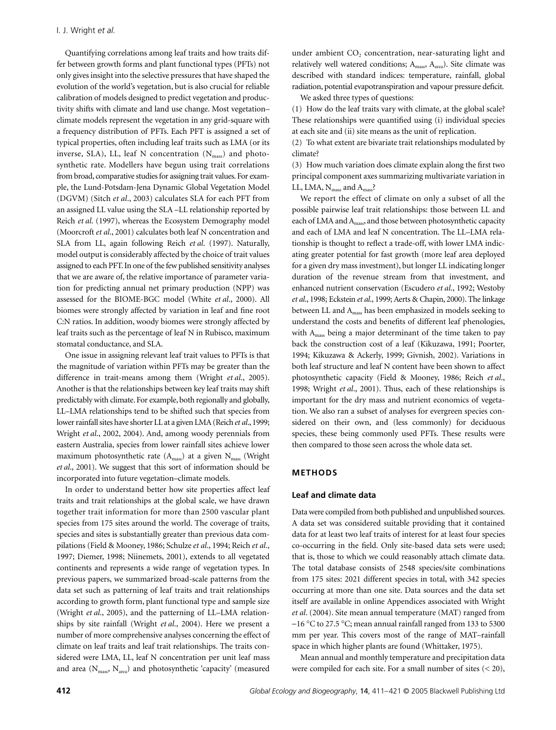Quantifying correlations among leaf traits and how traits differ between growth forms and plant functional types (PFTs) not only gives insight into the selective pressures that have shaped the evolution of the world's vegetation, but is also crucial for reliable calibration of models designed to predict vegetation and productivity shifts with climate and land use change. Most vegetation–climate models represent the vegetation in any grid-square with a frequency distribution of PFTs. Each PFT is assigned a set of typical properties, often including leaf traits such as LMA (or its inverse, SLA), LL, leaf N concentration ($N_{mass}$) and photosynthetic rate. Modellers have begun using trait correlations from broad, comparative studies for assigning trait values. For example, the Lund-Potsdam-Jena Dynamic Global Vegetation Model (DGVM) (Sitch *et al*., 2003) calculates SLA for each PFT from an assigned LL value using the SLA–LL relationship reported by Reich *et al*. (1997), whereas the Ecosystem Demography model (Moorcroft *et al*., 2001) calculates both leaf N concentration and SLA from LL, again following Reich *et al*. (1997). Naturally, model output is considerably affected by the choice of trait values assigned to each PFT. In one of the few published sensitivity analyses that we are aware of, the relative importance of parameter variation for predicting annual net primary production (NPP) was assessed for the BIOME-BGC model (White *et al*., 2000). All biomes were strongly affected by variation in leaf and fine root C:N ratios. In addition, woody biomes were strongly affected by leaf traits such as the percentage of leaf N in Rubisco, maximum stomatal conductance, and SLA.

One issue in assigning relevant leaf trait values to PFTs is that the magnitude of variation within PFTs may be greater than the difference in trait-means among them (Wright *et al*., 2005). Another is that the relationships between key leaf traits may shift predictably with climate. For example, both regionally and globally, LL–LMA relationships tend to be shifted such that species from lower rainfall sites have shorter LL at a given LMA (Reich *et al*., 1999; Wright *et al*., 2002, 2004). And, among woody perennials from eastern Australia, species from lower rainfall sites achieve lower maximum photosynthetic rate ($A_{mass}$) at a given $N_{mass}$ (Wright *et al*., 2001). We suggest that this sort of information should be incorporated into future vegetation–climate models.

In order to understand better how site properties affect leaf traits and trait relationships at the global scale, we have drawn together trait information for more than 2500 vascular plant species from 175 sites around the world. The coverage of traits, species and sites is substantially greater than previous data compilations (Field & Mooney, 1986; Schulze *et al*., 1994; Reich *et al*., 1997; Diemer, 1998; Niinemets, 2001), extends to all vegetated continents and represents a wide range of vegetation types. In previous papers, we summarized broad-scale patterns from the data set such as patterning of leaf traits and trait relationships according to growth form, plant functional type and sample size (Wright *et al*., 2005), and the patterning of LL–LMA relationships by site rainfall (Wright *et al*., 2004). Here we present a number of more comprehensive analyses concerning the effect of climate on leaf traits and leaf trait relationships. The traits considered were LMA, LL, leaf N concentration per unit leaf mass and area ($N_{mass}$, $N_{area}$) and photosynthetic 'capacity' (measured under ambient $CO_2$ concentration, near-saturating light and relatively well watered conditions; $A_{mass}$, $A_{area}$). Site climate was described with standard indices: temperature, rainfall, global radiation, potential evapotranspiration and vapour pressure deficit.

We asked three types of questions:

(1) How do the leaf traits vary with climate, at the global scale? These relationships were quantified using (i) individual species at each site and (ii) site means as the unit of replication.

(2) To what extent are bivariate trait relationships modulated by climate?

(3) How much variation does climate explain along the first two principal component axes summarizing multivariate variation in LL, LMA, $N_{mass}$ and $A_{mass}$?

We report the effect of climate on only a subset of all the possible pairwise leaf trait relationships: those between LL and each of LMA and $A_{mass}$, and those between photosynthetic capacity and each of LMA and leaf N concentration. The LL–LMA relationship is thought to reflect a trade-off, with lower LMA indicating greater potential for fast growth (more leaf area deployed for a given dry mass investment), but longer LL indicating longer duration of the revenue stream from that investment, and enhanced nutrient conservation (Escudero *et al*., 1992; Westoby *et al*., 1998; Eckstein *et al*., 1999; Aerts & Chapin, 2000). The linkage between LL and $A_{mass}$ has been emphasized in models seeking to understand the costs and benefits of different leaf phenologies, with $A_{mass}$ being a major determinant of the time taken to pay back the construction cost of a leaf (Kikuzawa, 1991; Poorter, 1994; Kikuzawa & Ackerly, 1999; Givnish, 2002). Variations in both leaf structure and leaf N content have been shown to affect photosynthetic capacity (Field & Mooney, 1986; Reich *et al*., 1998; Wright *et al*., 2001). Thus, each of these relationships is important for the dry mass and nutrient economics of vegetation. We also ran a subset of analyses for evergreen species considered on their own, and (less commonly) for deciduous species, these being commonly used PFTs. These results were then compared to those seen across the whole data set.

## METHODS

### Leaf and climate data

Data were compiled from both published and unpublished sources. A data set was considered suitable providing that it contained data for at least two leaf traits of interest for at least four species co-occurring in the field. Only site-based data sets were used; that is, those to which we could reasonably attach climate data. The total database consists of 2548 species/site combinations from 175 sites: 2021 different species in total, with 342 species occurring at more than one site. Data sources and the data set itself are available in online Appendices associated with Wright *et al*. (2004). Site mean annual temperature (MAT) ranged from −16 °C to 27.5 °C; mean annual rainfall ranged from 133 to 5300 mm per year. This covers most of the range of MAT–rainfall space in which higher plants are found (Whittaker, 1975).

Mean annual and monthly temperature and precipitation data were compiled for each site. For a small number of sites (< 20),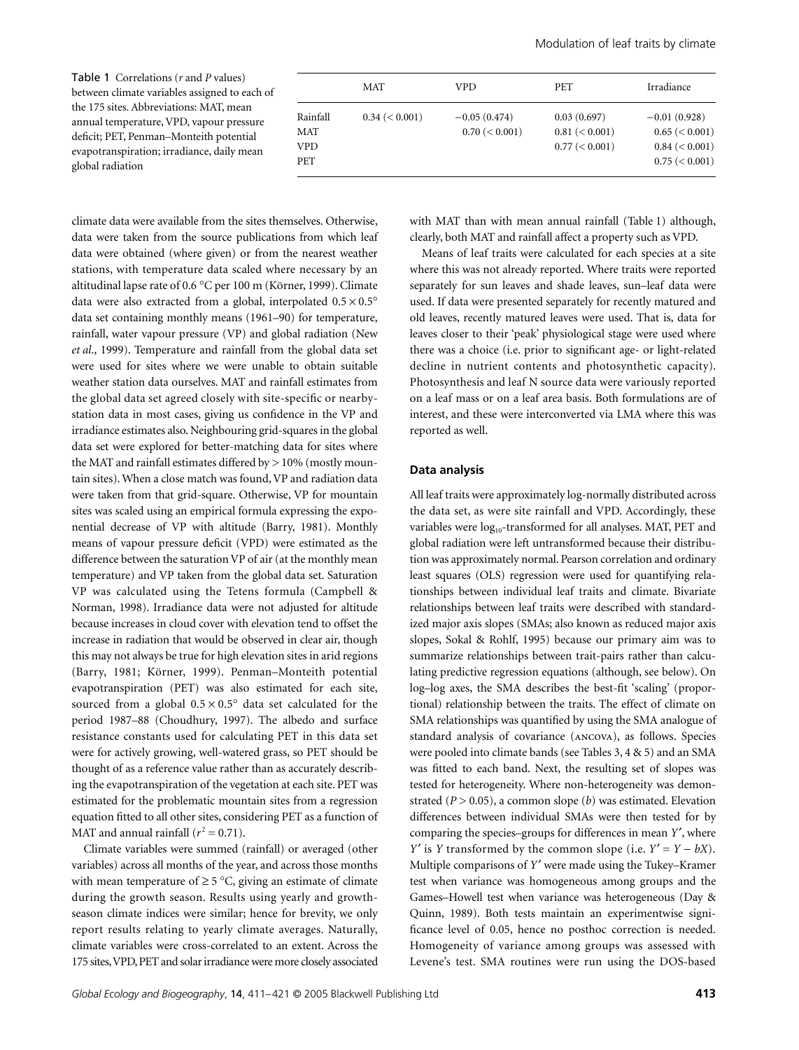Table 1 Correlations ($r$ and $P$ values) between climate variables assigned to each of the 175 sites. Abbreviations: MAT, mean annual temperature, VPD, vapour pressure deficit; PET, Penman–Monteith potential evapotranspiration; irradiance, daily mean global radiation

| | MAT | VPD | PET | Irradiance |
|---|---|---|---|---|
| Rainfall | 0.34 (< 0.001) | −0.05 (0.474) | 0.03 (0.697) | −0.01 (0.928) |
| MAT | | 0.70 (< 0.001) | 0.81 (< 0.001) | 0.65 (< 0.001) |
| VPD | | | 0.77 (< 0.001) | 0.84 (< 0.001) |
| PET | | | | 0.75 (< 0.001) |

climate data were available from the sites themselves. Otherwise, data were taken from the source publications from which leaf data were obtained (where given) or from the nearest weather stations, with temperature data scaled where necessary by an altitudinal lapse rate of 0.6 °C per 100 m (Körner, 1999). Climate data were also extracted from a global, interpolated $0.5 \times 0.5°$ data set containing monthly means (1961–90) for temperature, rainfall, water vapour pressure (VP) and global radiation (New *et al*., 1999). Temperature and rainfall from the global data set were used for sites where we were unable to obtain suitable weather station data ourselves. MAT and rainfall estimates from the global data set agreed closely with site-specific or nearby-station data in most cases, giving us confidence in the VP and irradiance estimates also. Neighbouring grid-squares in the global data set were explored for better-matching data for sites where the MAT and rainfall estimates differed by > 10% (mostly mountain sites). When a close match was found, VP and radiation data were taken from that grid-square. Otherwise, VP for mountain sites was scaled using an empirical formula expressing the exponential decrease of VP with altitude (Barry, 1981). Monthly means of vapour pressure deficit (VPD) were estimated as the difference between the saturation VP of air (at the monthly mean temperature) and VP taken from the global data set. Saturation VP was calculated using the Tetens formula (Campbell & Norman, 1998). Irradiance data were not adjusted for altitude because increases in cloud cover with elevation tend to offset the increase in radiation that would be observed in clear air, though this may not always be true for high elevation sites in arid regions (Barry, 1981; Körner, 1999). Penman–Monteith potential evapotranspiration (PET) was also estimated for each site, sourced from a global $0.5 \times 0.5°$ data set calculated for the period 1987–88 (Choudhury, 1997). The albedo and surface resistance constants used for calculating PET in this data set were for actively growing, well-watered grass, so PET should be thought of as a reference value rather than as accurately describing the evapotranspiration of the vegetation at each site. PET was estimated for the problematic mountain sites from a regression equation fitted to all other sites, considering PET as a function of MAT and annual rainfall ($r^2 = 0.71$).

Climate variables were summed (rainfall) or averaged (other variables) across all months of the year, and across those months with mean temperature of ≥ 5 °C, giving an estimate of climate during the growth season. Results using yearly and growth-season climate indices were similar; hence for brevity, we only report results relating to yearly climate averages. Naturally, climate variables were cross-correlated to an extent. Across the 175 sites, VPD, PET and solar irradiance were more closely associated with MAT than with mean annual rainfall (Table 1) although, clearly, both MAT and rainfall affect a property such as VPD.

Means of leaf traits were calculated for each species at a site where this was not already reported. Where traits were reported separately for sun leaves and shade leaves, sun–leaf data were used. If data were presented separately for recently matured and old leaves, recently matured leaves were used. That is, data for leaves closer to their 'peak' physiological stage were used where there was a choice (i.e. prior to significant age- or light-related decline in nutrient contents and photosynthetic capacity). Photosynthesis and leaf N source data were variously reported on a leaf mass or on a leaf area basis. Both formulations are of interest, and these were interconverted via LMA where this was reported as well.

### Data analysis

All leaf traits were approximately log-normally distributed across the data set, as were site rainfall and VPD. Accordingly, these variables were $\log_{10}$-transformed for all analyses. MAT, PET and global radiation were left untransformed because their distribution was approximately normal. Pearson correlation and ordinary least squares (OLS) regression were used for quantifying relationships between individual leaf traits and climate. Bivariate relationships between leaf traits were described with standardized major axis slopes (SMAs; also known as reduced major axis slopes, Sokal & Rohlf, 1995) because our primary aim was to summarize relationships between trait-pairs rather than calculating predictive regression equations (although, see below). On log–log axes, the SMA describes the best-fit 'scaling' (proportional) relationship between the traits. The effect of climate on SMA relationships was quantified by using the SMA analogue of standard analysis of covariance (ANCOVA), as follows. Species were pooled into climate bands (see Tables 3, 4 & 5) and an SMA was fitted to each band. Next, the resulting set of slopes was tested for heterogeneity. Where non-heterogeneity was demonstrated ($P > 0.05$), a common slope ($b$) was estimated. Elevation differences between individual SMAs were then tested for by comparing the species–groups for differences in mean $Y'$, where $Y'$ is $Y$ transformed by the common slope (i.e. $Y' = Y - bX$). Multiple comparisons of $Y'$ were made using the Tukey–Kramer test when variance was homogeneous among groups and the Games–Howell test when variance was heterogeneous (Day & Quinn, 1989). Both tests maintain an experimentwise significance level of 0.05, hence no posthoc correction is needed. Homogeneity of variance among groups was assessed with Levene's test. SMA routines were run using the DOS-based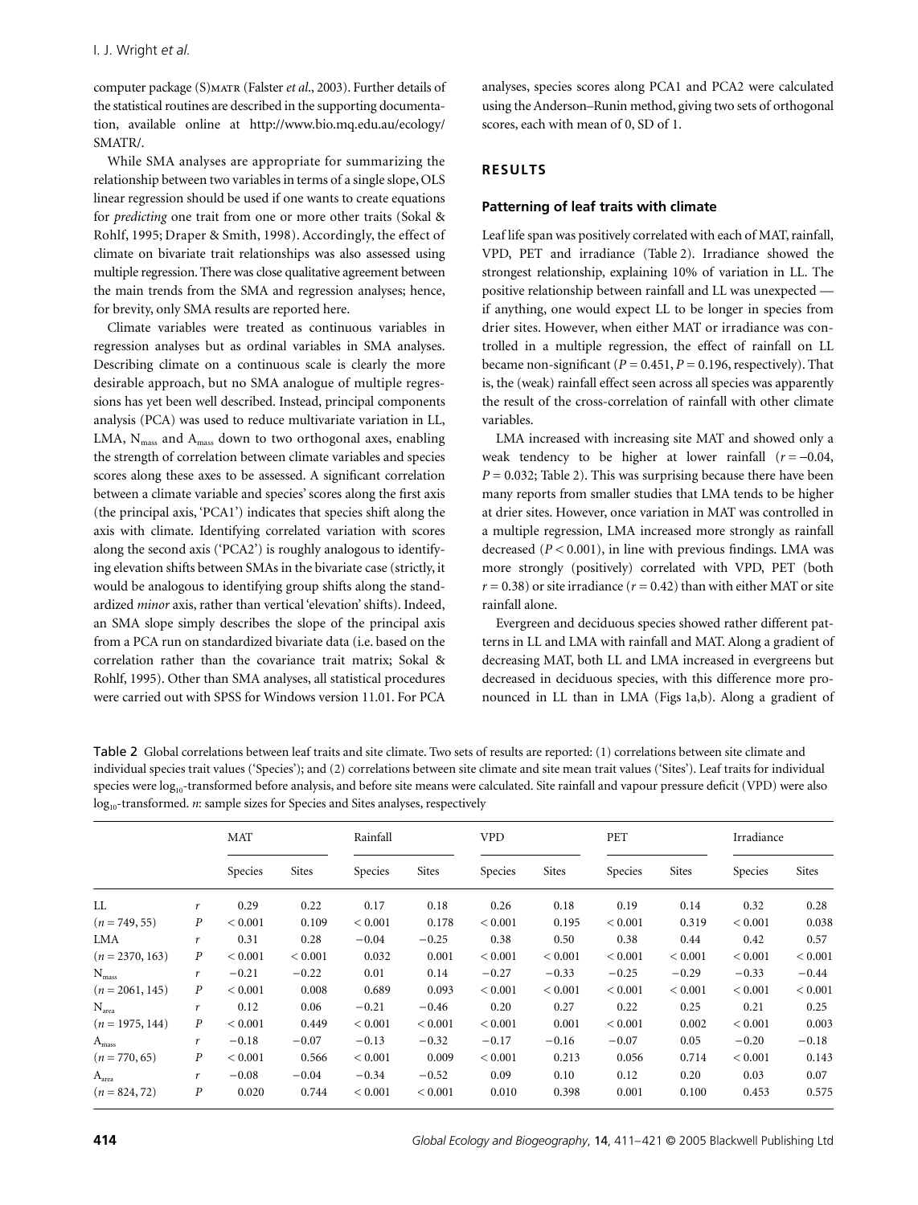computer package (S)MATR (Falster *et al*., 2003). Further details of the statistical routines are described in the supporting documentation, available online at http://www.bio.mq.edu.au/ecology/SMATR/.

While SMA analyses are appropriate for summarizing the relationship between two variables in terms of a single slope, OLS linear regression should be used if one wants to create equations for *predicting* one trait from one or more other traits (Sokal & Rohlf, 1995; Draper & Smith, 1998). Accordingly, the effect of climate on bivariate trait relationships was also assessed using multiple regression. There was close qualitative agreement between the main trends from the SMA and regression analyses; hence, for brevity, only SMA results are reported here.

Climate variables were treated as continuous variables in regression analyses but as ordinal variables in SMA analyses. Describing climate on a continuous scale is clearly the more desirable approach, but no SMA analogue of multiple regressions has yet been well described. Instead, principal components analysis (PCA) was used to reduce multivariate variation in LL, LMA, $N_{mass}$ and $A_{mass}$ down to two orthogonal axes, enabling the strength of correlation between climate variables and species scores along these axes to be assessed. A significant correlation between a climate variable and species' scores along the first axis (the principal axis, 'PCA1') indicates that species shift along the axis with climate. Identifying correlated variation with scores along the second axis ('PCA2') is roughly analogous to identifying elevation shifts between SMAs in the bivariate case (strictly, it would be analogous to identifying group shifts along the standardized *minor* axis, rather than vertical 'elevation' shifts). Indeed, an SMA slope simply describes the slope of the principal axis from a PCA run on standardized bivariate data (i.e. based on the correlation rather than the covariance trait matrix; Sokal & Rohlf, 1995). Other than SMA analyses, all statistical procedures were carried out with SPSS for Windows version 11.01. For PCA analyses, species scores along PCA1 and PCA2 were calculated using the Anderson–Runin method, giving two sets of orthogonal scores, each with mean of 0, SD of 1.

## RESULTS

### Patterning of leaf traits with climate

Leaf life span was positively correlated with each of MAT, rainfall, VPD, PET and irradiance (Table 2). Irradiance showed the strongest relationship, explaining 10% of variation in LL. The positive relationship between rainfall and LL was unexpected — if anything, one would expect LL to be longer in species from drier sites. However, when either MAT or irradiance was controlled in a multiple regression, the effect of rainfall on LL became non-significant ($P = 0.451$, $P = 0.196$, respectively). That is, the (weak) rainfall effect seen across all species was apparently the result of the cross-correlation of rainfall with other climate variables.

LMA increased with increasing site MAT and showed only a weak tendency to be higher at lower rainfall ($r = -0.04$, $P = 0.032$; Table 2). This was surprising because there have been many reports from smaller studies that LMA tends to be higher at drier sites. However, once variation in MAT was controlled in a multiple regression, LMA increased more strongly as rainfall decreased ($P < 0.001$), in line with previous findings. LMA was more strongly (positively) correlated with VPD, PET (both $r = 0.38$) or site irradiance ($r = 0.42$) than with either MAT or site rainfall alone.

Evergreen and deciduous species showed rather different patterns in LL and LMA with rainfall and MAT. Along a gradient of decreasing MAT, both LL and LMA increased in evergreens but decreased in deciduous species, with this difference more pronounced in LL than in LMA (Figs 1a,b). Along a gradient of

Table 2 Global correlations between leaf traits and site climate. Two sets of results are reported: (1) correlations between site climate and individual species trait values ('Species'); and (2) correlations between site climate and site mean trait values ('Sites'). Leaf traits for individual species were $\log_{10}$-transformed before analysis, and before site means were calculated. Site rainfall and vapour pressure deficit (VPD) were also $\log_{10}$-transformed. *n*: sample sizes for Species and Sites analyses, respectively

| | | MAT | | Rainfall | | VPD | | PET | | Irradiance | |
|---|---|---|---|---|---|---|---|---|---|---|---|
| | | Species | Sites | Species | Sites | Species | Sites | Species | Sites | Species | Sites |
| LL | *r* | 0.29 | 0.22 | 0.17 | 0.18 | 0.26 | 0.18 | 0.19 | 0.14 | 0.32 | 0.28 |
| ($n = 749, 55$) | *P* | < 0.001 | 0.109 | < 0.001 | 0.178 | < 0.001 | 0.195 | < 0.001 | 0.319 | < 0.001 | 0.038 |
| LMA | *r* | 0.31 | 0.28 | −0.04 | −0.25 | 0.38 | 0.50 | 0.38 | 0.44 | 0.42 | 0.57 |
| ($n = 2370, 163$) | *P* | < 0.001 | < 0.001 | 0.032 | 0.001 | < 0.001 | < 0.001 | < 0.001 | < 0.001 | < 0.001 | < 0.001 |
| $N_{mass}$ | *r* | −0.21 | −0.22 | 0.01 | 0.14 | −0.27 | −0.33 | −0.25 | −0.29 | −0.33 | −0.44 |
| ($n = 2061, 145$) | *P* | < 0.001 | 0.008 | 0.689 | 0.093 | < 0.001 | < 0.001 | < 0.001 | < 0.001 | < 0.001 | < 0.001 |
| $N_{area}$ | *r* | 0.12 | 0.06 | −0.21 | −0.46 | 0.20 | 0.27 | 0.22 | 0.25 | 0.21 | 0.25 |
| ($n = 1975, 144$) | *P* | < 0.001 | 0.449 | < 0.001 | < 0.001 | < 0.001 | 0.001 | < 0.001 | 0.002 | < 0.001 | 0.003 |
| $A_{mass}$ | *r* | −0.18 | −0.07 | −0.13 | −0.32 | −0.17 | −0.16 | −0.07 | 0.05 | −0.20 | −0.18 |
| ($n = 770, 65$) | *P* | < 0.001 | 0.566 | < 0.001 | 0.009 | < 0.001 | 0.213 | 0.056 | 0.714 | < 0.001 | 0.143 |
| $A_{area}$ | *r* | −0.08 | −0.04 | −0.34 | −0.52 | 0.09 | 0.10 | 0.12 | 0.20 | 0.03 | 0.07 |
| ($n = 824, 72$) | *P* | 0.020 | 0.744 | < 0.001 | < 0.001 | 0.010 | 0.398 | 0.001 | 0.100 | 0.453 | 0.575 |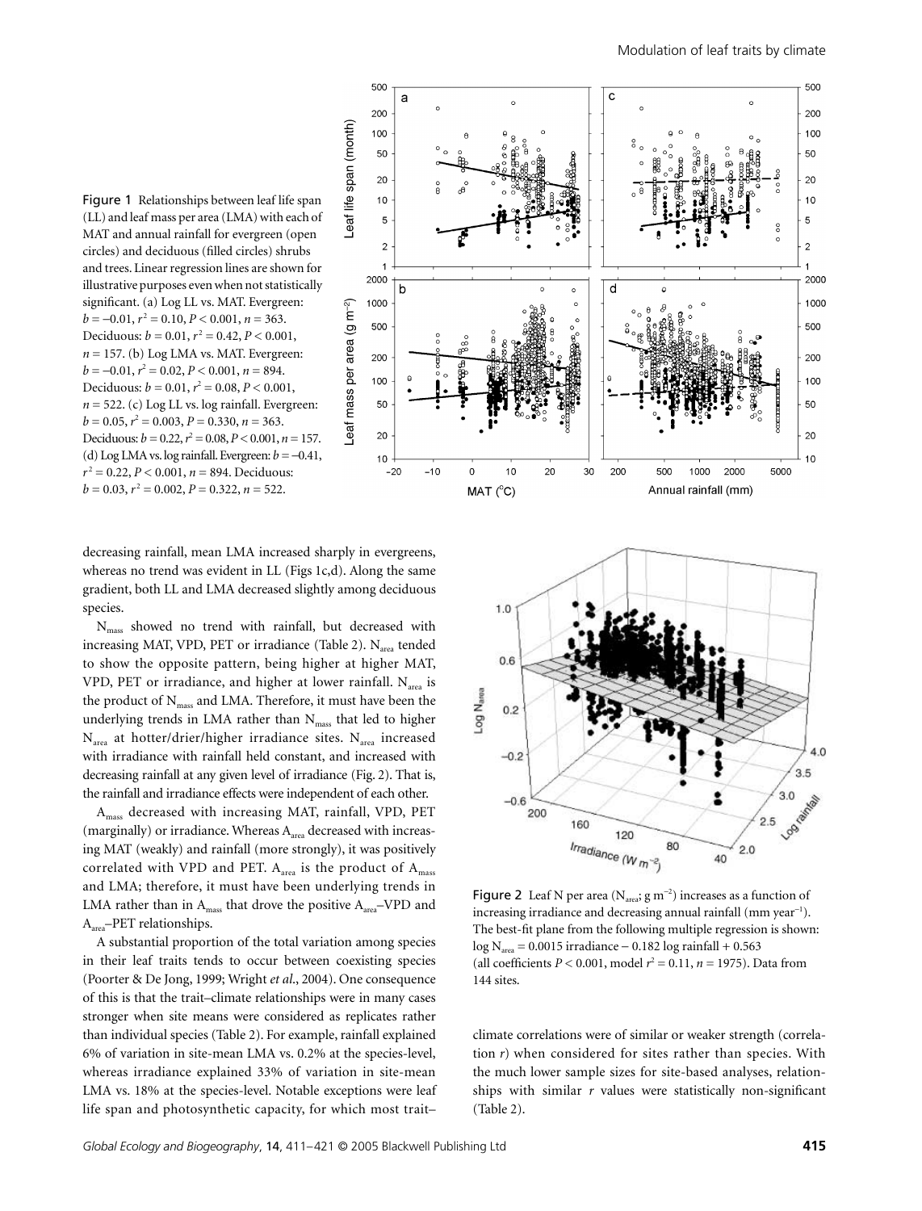Figure 1 Relationships between leaf life span (LL) and leaf mass per area (LMA) with each of MAT and annual rainfall for evergreen (open circles) and deciduous (filled circles) shrubs and trees. Linear regression lines are shown for illustrative purposes even when not statistically significant. (a) Log LL vs. MAT. Evergreen: $b = -0.01$, $r^2 = 0.10$, $P < 0.001$, $n = 363$. Deciduous: $b = 0.01$, $r^2 = 0.42$, $P < 0.001$, $n = 157$. (b) Log LMA vs. MAT. Evergreen: $b = -0.01$, $r^2 = 0.02$, $P < 0.001$, $n = 894$. Deciduous: $b = 0.01$, $r^2 = 0.08$, $P < 0.001$, $n = 522$. (c) Log LL vs. log rainfall. Evergreen: $b = 0.05$, $r^2 = 0.003$, $P = 0.330$, $n = 363$. Deciduous: $b = 0.22$, $r^2 = 0.08$, $P < 0.001$, $n = 157$. (d) Log LMA vs. log rainfall. Evergreen: $b = -0.41$, $r^2 = 0.22$, $P < 0.001$, $n = 894$. Deciduous: $b = 0.03$, $r^2 = 0.002$, $P = 0.322$, $n = 522$.

decreasing rainfall, mean LMA increased sharply in evergreens, whereas no trend was evident in LL (Figs 1c,d). Along the same gradient, both LL and LMA decreased slightly among deciduous species.

$N_{mass}$ showed no trend with rainfall, but decreased with increasing MAT, VPD, PET or irradiance (Table 2). $N_{area}$ tended to show the opposite pattern, being higher at higher MAT, VPD, PET or irradiance, and higher at lower rainfall. $N_{area}$ is the product of $N_{mass}$ and LMA. Therefore, it must have been the underlying trends in LMA rather than $N_{mass}$ that led to higher $N_{area}$ at hotter/drier/higher irradiance sites. $N_{area}$ increased with irradiance with rainfall held constant, and increased with decreasing rainfall at any given level of irradiance (Fig. 2). That is, the rainfall and irradiance effects were independent of each other.

$A_{mass}$ decreased with increasing MAT, rainfall, VPD, PET (marginally) or irradiance. Whereas $A_{area}$ decreased with increasing MAT (weakly) and rainfall (more strongly), it was positively correlated with VPD and PET. $A_{area}$ is the product of $A_{mass}$ and LMA; therefore, it must have been underlying trends in LMA rather than in $A_{mass}$ that drove the positive $A_{area}$–VPD and $A_{area}$–PET relationships.

A substantial proportion of the total variation among species in their leaf traits tends to occur between coexisting species (Poorter & De Jong, 1999; Wright *et al*., 2004). One consequence of this is that the trait–climate relationships were in many cases stronger when site means were considered as replicates rather than individual species (Table 2). For example, rainfall explained 6% of variation in site-mean LMA vs. 0.2% at the species-level, whereas irradiance explained 33% of variation in site-mean LMA vs. 18% at the species-level. Notable exceptions were leaf life span and photosynthetic capacity, for which most trait–climate correlations were of similar or weaker strength (correlation *r*) when considered for sites rather than species. With the much lower sample sizes for site-based analyses, relationships with similar *r* values were statistically non-significant (Table 2).

Figure 2 Leaf N per area ($N_{area}$; g $m^{-2}$) increases as a function of increasing irradiance and decreasing annual rainfall (mm $year^{-1}$). The best-fit plane from the following multiple regression is shown: $\log N_{area} = 0.0015 \text{ irradiance} - 0.182 \log \text{rainfall} + 0.563$ (all coefficients $P < 0.001$, model $r^2 = 0.11$, $n = 1975$). Data from 144 sites.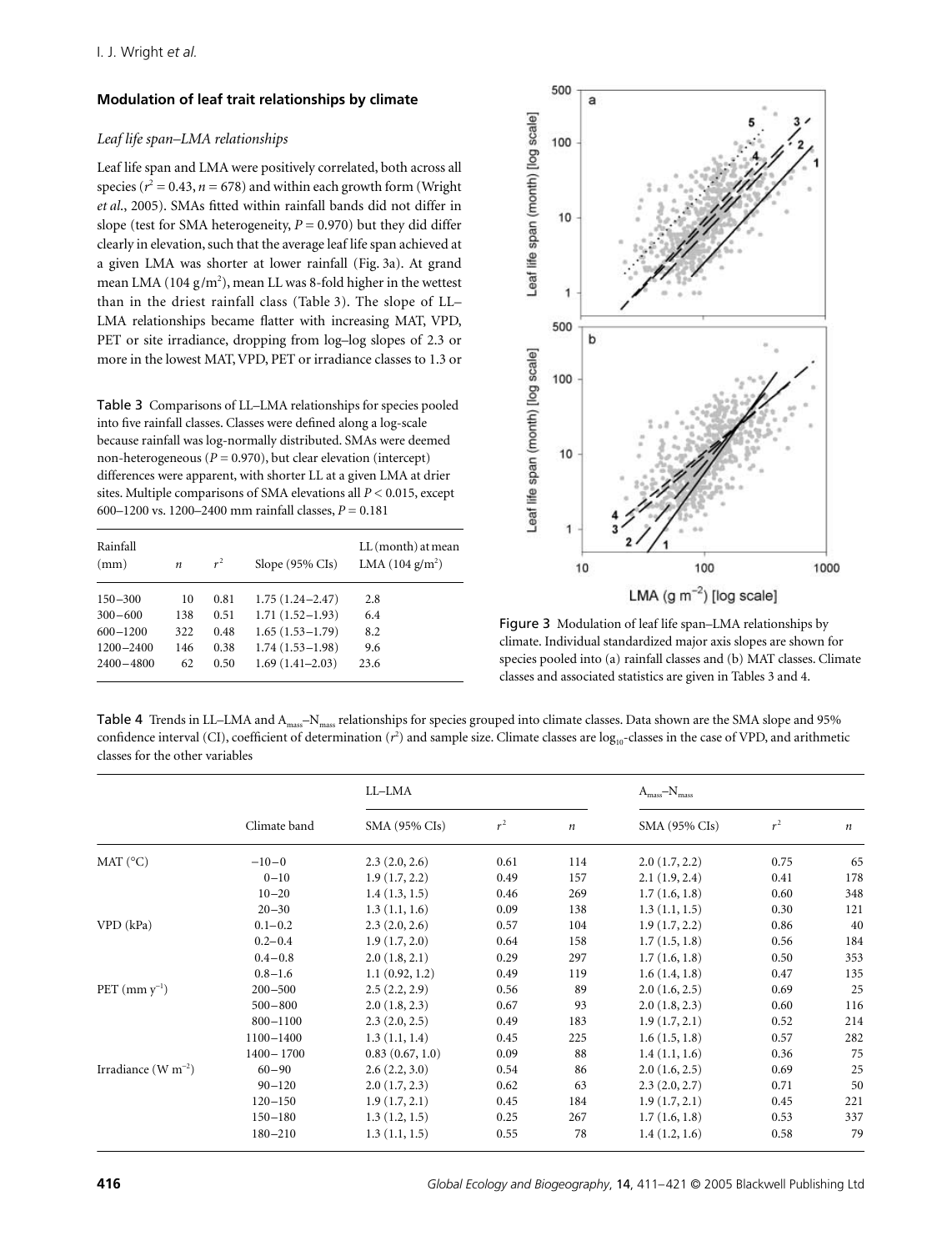### Modulation of leaf trait relationships by climate

#### *Leaf life span–LMA relationships*

Leaf life span and LMA were positively correlated, both across all species ($r^2 = 0.43$, $n = 678$) and within each growth form (Wright *et al.*, 2005). SMAs fitted within rainfall bands did not differ in slope (test for SMA heterogeneity, $P = 0.970$) but they did differ clearly in elevation, such that the average leaf life span achieved at a given LMA was shorter at lower rainfall (Fig. 3a). At grand mean LMA (104 g/m$^2$), mean LL was 8-fold higher in the wettest than in the driest rainfall class (Table 3). The slope of LL–LMA relationships became flatter with increasing MAT, VPD, PET or site irradiance, dropping from log–log slopes of 2.3 or more in the lowest MAT, VPD, PET or irradiance classes to 1.3 or

Table 3 Comparisons of LL–LMA relationships for species pooled into five rainfall classes. Classes were defined along a log-scale because rainfall was log-normally distributed. SMAs were deemed non-heterogeneous ($P = 0.970$), but clear elevation (intercept) differences were apparent, with shorter LL at a given LMA at drier sites. Multiple comparisons of SMA elevations all $P < 0.015$, except 600–1200 vs. 1200–2400 mm rainfall classes, $P = 0.181$

| Rainfall (mm) | $n$ | $r^2$ | Slope (95% CIs) | LL (month) at mean LMA (104 g/m$^2$) |
|---|---|---|---|---|
| 150–300 | 10 | 0.81 | 1.75 (1.24–2.47) | 2.8 |
| 300–600 | 138 | 0.51 | 1.71 (1.52–1.93) | 6.4 |
| 600–1200 | 322 | 0.48 | 1.65 (1.53–1.79) | 8.2 |
| 1200–2400 | 146 | 0.38 | 1.74 (1.53–1.98) | 9.6 |
| 2400–4800 | 62 | 0.50 | 1.69 (1.41–2.03) | 23.6 |

Figure 3 Modulation of leaf life span–LMA relationships by climate. Individual standardized major axis slopes are shown for species pooled into (a) rainfall classes and (b) MAT classes. Climate classes and associated statistics are given in Tables 3 and 4.

Table 4 Trends in LL–LMA and $A_{mass}$–$N_{mass}$ relationships for species grouped into climate classes. Data shown are the SMA slope and 95% confidence interval (CI), coefficient of determination ($r^2$) and sample size. Climate classes are $\log_{10}$-classes in the case of VPD, and arithmetic classes for the other variables

| | Climate band | LL–LMA | | | $A_{mass}$–$N_{mass}$ | | |
|---|---|---|---|---|---|---|---|
| | | SMA (95% CIs) | $r^2$ | $n$ | SMA (95% CIs) | $r^2$ | $n$ |
| MAT (°C) | −10–0 | 2.3 (2.0, 2.6) | 0.61 | 114 | 2.0 (1.7, 2.2) | 0.75 | 65 |
| | 0–10 | 1.9 (1.7, 2.2) | 0.49 | 157 | 2.1 (1.9, 2.4) | 0.41 | 178 |
| | 10–20 | 1.4 (1.3, 1.5) | 0.46 | 269 | 1.7 (1.6, 1.8) | 0.60 | 348 |
| | 20–30 | 1.3 (1.1, 1.6) | 0.09 | 138 | 1.3 (1.1, 1.5) | 0.30 | 121 |
| VPD (kPa) | 0.1–0.2 | 2.3 (2.0, 2.6) | 0.57 | 104 | 1.9 (1.7, 2.2) | 0.86 | 40 |
| | 0.2–0.4 | 1.9 (1.7, 2.0) | 0.64 | 158 | 1.7 (1.5, 1.8) | 0.56 | 184 |
| | 0.4–0.8 | 2.0 (1.8, 2.1) | 0.29 | 297 | 1.7 (1.6, 1.8) | 0.50 | 353 |
| | 0.8–1.6 | 1.1 (0.92, 1.2) | 0.49 | 119 | 1.6 (1.4, 1.8) | 0.47 | 135 |
| PET (mm y$^{-1}$) | 200–500 | 2.5 (2.2, 2.9) | 0.56 | 89 | 2.0 (1.6, 2.5) | 0.69 | 25 |
| | 500–800 | 2.0 (1.8, 2.3) | 0.67 | 93 | 2.0 (1.8, 2.3) | 0.60 | 116 |
| | 800–1100 | 2.3 (2.0, 2.5) | 0.49 | 183 | 1.9 (1.7, 2.1) | 0.52 | 214 |
| | 1100–1400 | 1.3 (1.1, 1.4) | 0.45 | 225 | 1.6 (1.5, 1.8) | 0.57 | 282 |
| | 1400–1700 | 0.83 (0.67, 1.0) | 0.09 | 88 | 1.4 (1.1, 1.6) | 0.36 | 75 |
| Irradiance (W m$^{-2}$) | 60–90 | 2.6 (2.2, 3.0) | 0.54 | 86 | 2.0 (1.6, 2.5) | 0.69 | 25 |
| | 90–120 | 2.0 (1.7, 2.3) | 0.62 | 63 | 2.3 (2.0, 2.7) | 0.71 | 50 |
| | 120–150 | 1.9 (1.7, 2.1) | 0.45 | 184 | 1.9 (1.7, 2.1) | 0.45 | 221 |
| | 150–180 | 1.3 (1.2, 1.5) | 0.25 | 267 | 1.7 (1.6, 1.8) | 0.53 | 337 |
| | 180–210 | 1.3 (1.1, 1.5) | 0.55 | 78 | 1.4 (1.2, 1.6) | 0.58 | 79 |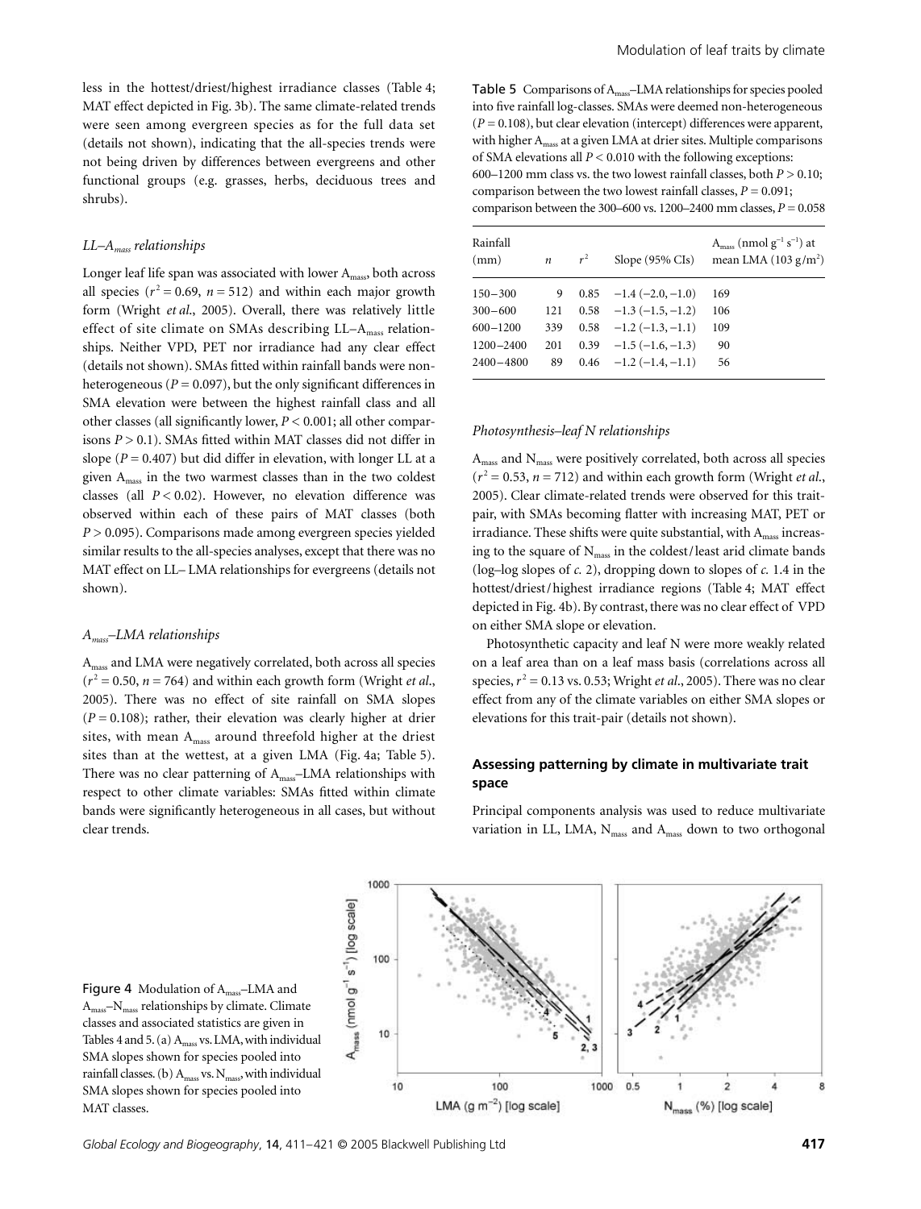less in the hottest/driest/highest irradiance classes (Table 4; MAT effect depicted in Fig. 3b). The same climate-related trends were seen among evergreen species as for the full data set (details not shown), indicating that the all-species trends were not being driven by differences between evergreens and other functional groups (e.g. grasses, herbs, deciduous trees and shrubs).

### *LL–$A_{mass}$ relationships*

Longer leaf life span was associated with lower $A_{mass}$, both across all species ($r^2 = 0.69$, $n = 512$) and within each major growth form (Wright *et al*., 2005). Overall, there was relatively little effect of site climate on SMAs describing LL–$A_{mass}$ relationships. Neither VPD, PET nor irradiance had any clear effect (details not shown). SMAs fitted within rainfall bands were non-heterogeneous ($P = 0.097$), but the only significant differences in SMA elevation were between the highest rainfall class and all other classes (all significantly lower, $P < 0.001$; all other comparisons $P > 0.1$). SMAs fitted within MAT classes did not differ in slope ($P = 0.407$) but did differ in elevation, with longer LL at a given $A_{mass}$ in the two warmest classes than in the two coldest classes (all $P < 0.02$). However, no elevation difference was observed within each of these pairs of MAT classes (both $P > 0.095$). Comparisons made among evergreen species yielded similar results to the all-species analyses, except that there was no MAT effect on LL– LMA relationships for evergreens (details not shown).

### *$A_{mass}$–LMA relationships*

$A_{mass}$ and LMA were negatively correlated, both across all species ($r^2 = 0.50$, $n = 764$) and within each growth form (Wright *et al*., 2005). There was no effect of site rainfall on SMA slopes ($P = 0.108$); rather, their elevation was clearly higher at drier sites, with mean $A_{mass}$ around threefold higher at the driest sites than at the wettest, at a given LMA (Fig. 4a; Table 5). There was no clear patterning of $A_{mass}$–LMA relationships with respect to other climate variables: SMAs fitted within climate bands were significantly heterogeneous in all cases, but without clear trends.

**Table 5** Comparisons of $A_{mass}$–LMA relationships for species pooled into five rainfall log-classes. SMAs were deemed non-heterogeneous ($P = 0.108$), but clear elevation (intercept) differences were apparent, with higher $A_{mass}$ at a given LMA at drier sites. Multiple comparisons of SMA elevations all $P < 0.010$ with the following exceptions: 600–1200 mm class vs. the two lowest rainfall classes, both $P > 0.10$; comparison between the two lowest rainfall classes, $P = 0.091$; comparison between the 300–600 vs. 1200–2400 mm classes, $P = 0.058$

| Rainfall (mm) | $n$ | $r^2$ | Slope (95% CIs) | $A_{mass}$ (nmol $g^{-1}$ $s^{-1}$) at mean LMA (103 $g/m^2$) |
|---|---|---|---|---|
| 150–300 | 9 | 0.85 | −1.4 (−2.0, −1.0) | 169 |
| 300–600 | 121 | 0.58 | −1.3 (−1.5, −1.2) | 106 |
| 600–1200 | 339 | 0.58 | −1.2 (−1.3, −1.1) | 109 |
| 1200–2400 | 201 | 0.39 | −1.5 (−1.6, −1.3) | 90 |
| 2400–4800 | 89 | 0.46 | −1.2 (−1.4, −1.1) | 56 |

### *Photosynthesis–leaf N relationships*

$A_{mass}$ and $N_{mass}$ were positively correlated, both across all species ($r^2 = 0.53$, $n = 712$) and within each growth form (Wright *et al*., 2005). Clear climate-related trends were observed for this trait-pair, with SMAs becoming flatter with increasing MAT, PET or irradiance. These shifts were quite substantial, with $A_{mass}$ increasing to the square of $N_{mass}$ in the coldest/least arid climate bands (log–log slopes of *c.* 2), dropping down to slopes of *c.* 1.4 in the hottest/driest/highest irradiance regions (Table 4; MAT effect depicted in Fig. 4b). By contrast, there was no clear effect of VPD on either SMA slope or elevation.

Photosynthetic capacity and leaf N were more weakly related on a leaf area basis than on a leaf mass basis (correlations across all species, $r^2 = 0.13$ vs. 0.53; Wright *et al*., 2005). There was no clear effect from any of the climate variables on either SMA slopes or elevations for this trait-pair (details not shown).

## Assessing patterning by climate in multivariate trait space

Principal components analysis was used to reduce multivariate variation in LL, LMA, $N_{mass}$ and $A_{mass}$ down to two orthogonal

**Figure 4** Modulation of $A_{mass}$–LMA and $A_{mass}$–$N_{mass}$ relationships by climate. Climate classes and associated statistics are given in Tables 4 and 5. (a) $A_{mass}$ vs. LMA, with individual SMA slopes shown for species pooled into rainfall classes. (b) $A_{mass}$ vs. $N_{mass}$, with individual SMA slopes shown for species pooled into MAT classes.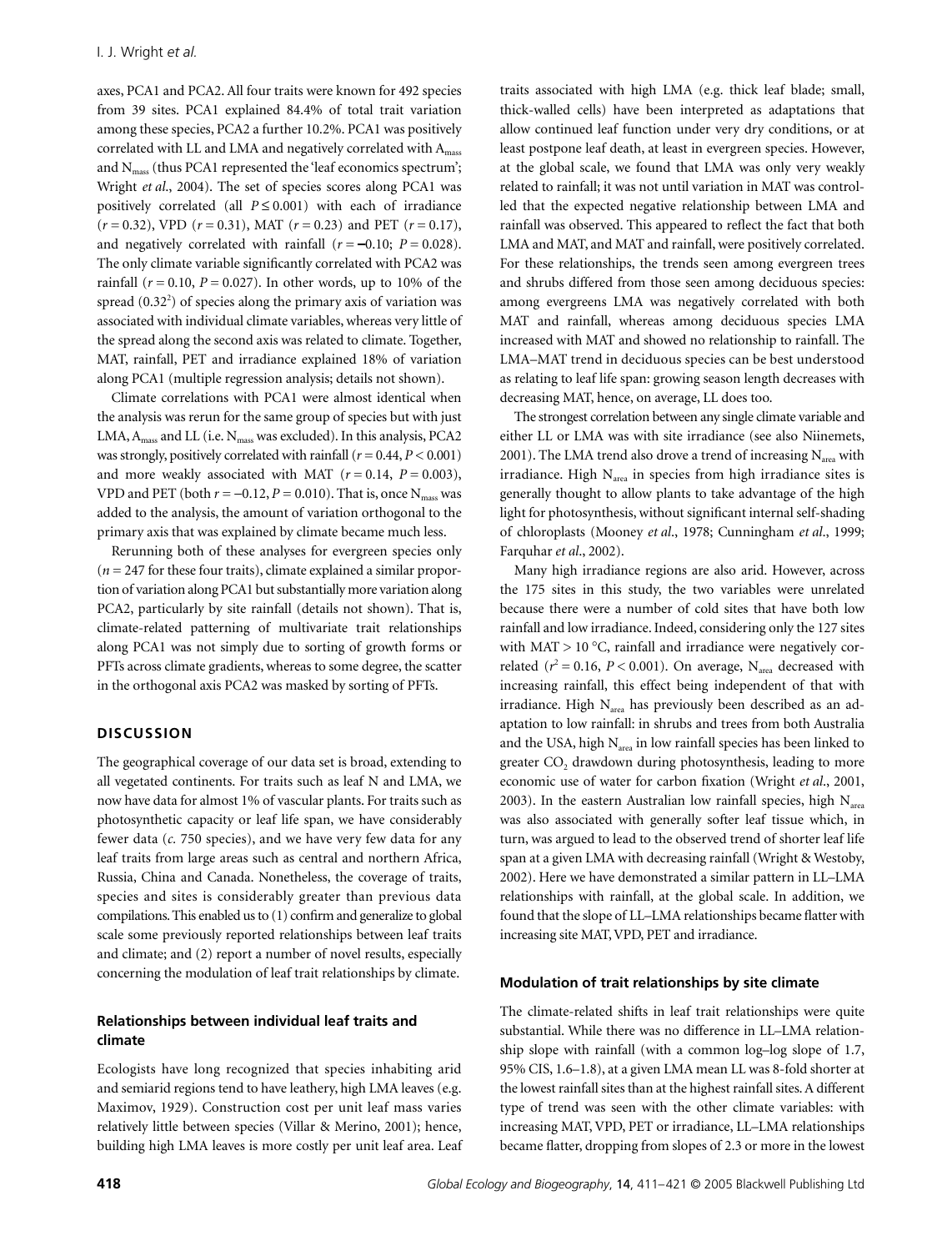axes, PCA1 and PCA2. All four traits were known for 492 species from 39 sites. PCA1 explained 84.4% of total trait variation among these species, PCA2 a further 10.2%. PCA1 was positively correlated with LL and LMA and negatively correlated with $A_{mass}$ and $N_{mass}$ (thus PCA1 represented the 'leaf economics spectrum'; Wright *et al*., 2004). The set of species scores along PCA1 was positively correlated (all $P \leq 0.001$) with each of irradiance ($r = 0.32$), VPD ($r = 0.31$), MAT ($r = 0.23$) and PET ($r = 0.17$), and negatively correlated with rainfall ($r = -0.10$; $P = 0.028$). The only climate variable significantly correlated with PCA2 was rainfall ($r = 0.10$, $P = 0.027$). In other words, up to 10% of the spread ($0.32^2$) of species along the primary axis of variation was associated with individual climate variables, whereas very little of the spread along the second axis was related to climate. Together, MAT, rainfall, PET and irradiance explained 18% of variation along PCA1 (multiple regression analysis; details not shown).

Climate correlations with PCA1 were almost identical when the analysis was rerun for the same group of species but with just LMA, $A_{mass}$ and LL (i.e. $N_{mass}$ was excluded). In this analysis, PCA2 was strongly, positively correlated with rainfall ($r = 0.44$, $P < 0.001$) and more weakly associated with MAT ($r = 0.14$, $P = 0.003$), VPD and PET (both $r = -0.12$, $P = 0.010$). That is, once $N_{mass}$ was added to the analysis, the amount of variation orthogonal to the primary axis that was explained by climate became much less.

Rerunning both of these analyses for evergreen species only ($n = 247$ for these four traits), climate explained a similar proportion of variation along PCA1 but substantially more variation along PCA2, particularly by site rainfall (details not shown). That is, climate-related patterning of multivariate trait relationships along PCA1 was not simply due to sorting of growth forms or PFTs across climate gradients, whereas to some degree, the scatter in the orthogonal axis PCA2 was masked by sorting of PFTs.

## DISCUSSION

The geographical coverage of our data set is broad, extending to all vegetated continents. For traits such as leaf N and LMA, we now have data for almost 1% of vascular plants. For traits such as photosynthetic capacity or leaf life span, we have considerably fewer data (*c*. 750 species), and we have very few data for any leaf traits from large areas such as central and northern Africa, Russia, China and Canada. Nonetheless, the coverage of traits, species and sites is considerably greater than previous data compilations. This enabled us to (1) confirm and generalize to global scale some previously reported relationships between leaf traits and climate; and (2) report a number of novel results, especially concerning the modulation of leaf trait relationships by climate.

### Relationships between individual leaf traits and climate

Ecologists have long recognized that species inhabiting arid and semiarid regions tend to have leathery, high LMA leaves (e.g. Maximov, 1929). Construction cost per unit leaf mass varies relatively little between species (Villar & Merino, 2001); hence, building high LMA leaves is more costly per unit leaf area. Leaf traits associated with high LMA (e.g. thick leaf blade; small, thick-walled cells) have been interpreted as adaptations that allow continued leaf function under very dry conditions, or at least postpone leaf death, at least in evergreen species. However, at the global scale, we found that LMA was only very weakly related to rainfall; it was not until variation in MAT was controlled that the expected negative relationship between LMA and rainfall was observed. This appeared to reflect the fact that both LMA and MAT, and MAT and rainfall, were positively correlated. For these relationships, the trends seen among evergreen trees and shrubs differed from those seen among deciduous species: among evergreens LMA was negatively correlated with both MAT and rainfall, whereas among deciduous species LMA increased with MAT and showed no relationship to rainfall. The LMA–MAT trend in deciduous species can be best understood as relating to leaf life span: growing season length decreases with decreasing MAT, hence, on average, LL does too.

The strongest correlation between any single climate variable and either LL or LMA was with site irradiance (see also Niinemets, 2001). The LMA trend also drove a trend of increasing $N_{area}$ with irradiance. High $N_{area}$ in species from high irradiance sites is generally thought to allow plants to take advantage of the high light for photosynthesis, without significant internal self-shading of chloroplasts (Mooney *et al*., 1978; Cunningham *et al*., 1999; Farquhar *et al*., 2002).

Many high irradiance regions are also arid. However, across the 175 sites in this study, the two variables were unrelated because there were a number of cold sites that have both low rainfall and low irradiance. Indeed, considering only the 127 sites with MAT > 10 °C, rainfall and irradiance were negatively correlated ($r^2 = 0.16$, $P < 0.001$). On average, $N_{area}$ decreased with increasing rainfall, this effect being independent of that with irradiance. High $N_{area}$ has previously been described as an adaptation to low rainfall: in shrubs and trees from both Australia and the USA, high $N_{area}$ in low rainfall species has been linked to greater $CO_2$ drawdown during photosynthesis, leading to more economic use of water for carbon fixation (Wright *et al*., 2001, 2003). In the eastern Australian low rainfall species, high $N_{area}$ was also associated with generally softer leaf tissue which, in turn, was argued to lead to the observed trend of shorter leaf life span at a given LMA with decreasing rainfall (Wright & Westoby, 2002). Here we have demonstrated a similar pattern in LL–LMA relationships with rainfall, at the global scale. In addition, we found that the slope of LL–LMA relationships became flatter with increasing site MAT, VPD, PET and irradiance.

### Modulation of trait relationships by site climate

The climate-related shifts in leaf trait relationships were quite substantial. While there was no difference in LL–LMA relationship slope with rainfall (with a common log–log slope of 1.7, 95% CIS, 1.6–1.8), at a given LMA mean LL was 8-fold shorter at the lowest rainfall sites than at the highest rainfall sites. A different type of trend was seen with the other climate variables: with increasing MAT, VPD, PET or irradiance, LL–LMA relationships became flatter, dropping from slopes of 2.3 or more in the lowest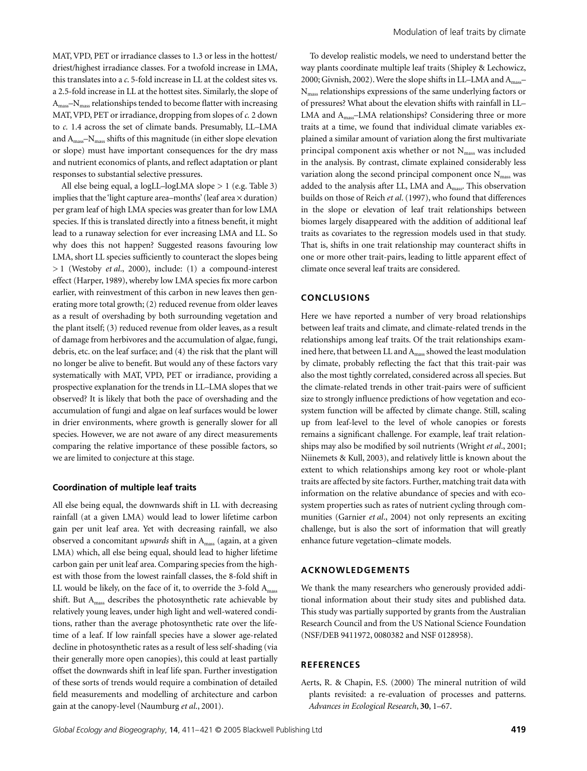MAT, VPD, PET or irradiance classes to 1.3 or less in the hottest/ driest/highest irradiance classes. For a twofold increase in LMA, this translates into a *c.* 5-fold increase in LL at the coldest sites vs. a 2.5-fold increase in LL at the hottest sites. Similarly, the slope of $A_{mass}$–$N_{mass}$ relationships tended to become flatter with increasing MAT, VPD, PET or irradiance, dropping from slopes of *c.* 2 down to *c.* 1.4 across the set of climate bands. Presumably, LL–LMA and $A_{mass}$–$N_{mass}$ shifts of this magnitude (in either slope elevation or slope) must have important consequences for the dry mass and nutrient economics of plants, and reflect adaptation or plant responses to substantial selective pressures.

All else being equal, a logLL–logLMA slope $> 1$ (e.g. Table 3) implies that the 'light capture area–months' (leaf area × duration) per gram leaf of high LMA species was greater than for low LMA species. If this is translated directly into a fitness benefit, it might lead to a runaway selection for ever increasing LMA and LL. So why does this not happen? Suggested reasons favouring low LMA, short LL species sufficiently to counteract the slopes being $> 1$ (Westoby *et al*., 2000), include: (1) a compound-interest effect (Harper, 1989), whereby low LMA species fix more carbon earlier, with reinvestment of this carbon in new leaves then generating more total growth; (2) reduced revenue from older leaves as a result of overshading by both surrounding vegetation and the plant itself; (3) reduced revenue from older leaves, as a result of damage from herbivores and the accumulation of algae, fungi, debris, etc. on the leaf surface; and (4) the risk that the plant will no longer be alive to benefit. But would any of these factors vary systematically with MAT, VPD, PET or irradiance, providing a prospective explanation for the trends in LL–LMA slopes that we observed? It is likely that both the pace of overshading and the accumulation of fungi and algae on leaf surfaces would be lower in drier environments, where growth is generally slower for all species. However, we are not aware of any direct measurements comparing the relative importance of these possible factors, so we are limited to conjecture at this stage.

### Coordination of multiple leaf traits

All else being equal, the downwards shift in LL with decreasing rainfall (at a given LMA) would lead to lower lifetime carbon gain per unit leaf area. Yet with decreasing rainfall, we also observed a concomitant *upwards* shift in $A_{mass}$ (again, at a given LMA) which, all else being equal, should lead to higher lifetime carbon gain per unit leaf area. Comparing species from the highest with those from the lowest rainfall classes, the 8-fold shift in LL would be likely, on the face of it, to override the 3-fold $A_{mass}$ shift. But $A_{mass}$ describes the photosynthetic rate achievable by relatively young leaves, under high light and well-watered conditions, rather than the average photosynthetic rate over the lifetime of a leaf. If low rainfall species have a slower age-related decline in photosynthetic rates as a result of less self-shading (via their generally more open canopies), this could at least partially offset the downwards shift in leaf life span. Further investigation of these sorts of trends would require a combination of detailed field measurements and modelling of architecture and carbon gain at the canopy-level (Naumburg *et al*., 2001).

To develop realistic models, we need to understand better the way plants coordinate multiple leaf traits (Shipley & Lechowicz, 2000; Givnish, 2002). Were the slope shifts in LL–LMA and $A_{mass}$–$N_{mass}$ relationships expressions of the same underlying factors or of pressures? What about the elevation shifts with rainfall in LL–LMA and $A_{mass}$–LMA relationships? Considering three or more traits at a time, we found that individual climate variables explained a similar amount of variation along the first multivariate principal component axis whether or not $N_{mass}$ was included in the analysis. By contrast, climate explained considerably less variation along the second principal component once $N_{mass}$ was added to the analysis after LL, LMA and $A_{mass}$. This observation builds on those of Reich *et al*. (1997), who found that differences in the slope or elevation of leaf trait relationships between biomes largely disappeared with the addition of additional leaf traits as covariates to the regression models used in that study. That is, shifts in one trait relationship may counteract shifts in one or more other trait-pairs, leading to little apparent effect of climate once several leaf traits are considered.

## CONCLUSIONS

Here we have reported a number of very broad relationships between leaf traits and climate, and climate-related trends in the relationships among leaf traits. Of the trait relationships examined here, that between LL and $A_{mass}$ showed the least modulation by climate, probably reflecting the fact that this trait-pair was also the most tightly correlated, considered across all species. But the climate-related trends in other trait-pairs were of sufficient size to strongly influence predictions of how vegetation and ecosystem function will be affected by climate change. Still, scaling up from leaf-level to the level of whole canopies or forests remains a significant challenge. For example, leaf trait relationships may also be modified by soil nutrients (Wright *et al*., 2001; Niinemets & Kull, 2003), and relatively little is known about the extent to which relationships among key root or whole-plant traits are affected by site factors. Further, matching trait data with information on the relative abundance of species and with ecosystem properties such as rates of nutrient cycling through communities (Garnier *et al*., 2004) not only represents an exciting challenge, but is also the sort of information that will greatly enhance future vegetation–climate models.

## ACKNOWLEDGEMENTS

We thank the many researchers who generously provided additional information about their study sites and published data. This study was partially supported by grants from the Australian Research Council and from the US National Science Foundation (NSF/DEB 9411972, 0080382 and NSF 0128958).

## REFERENCES

Aerts, R. & Chapin, F.S. (2000) The mineral nutrition of wild plants revisited: a re-evaluation of processes and patterns. *Advances in Ecological Research*, **30**, 1–67.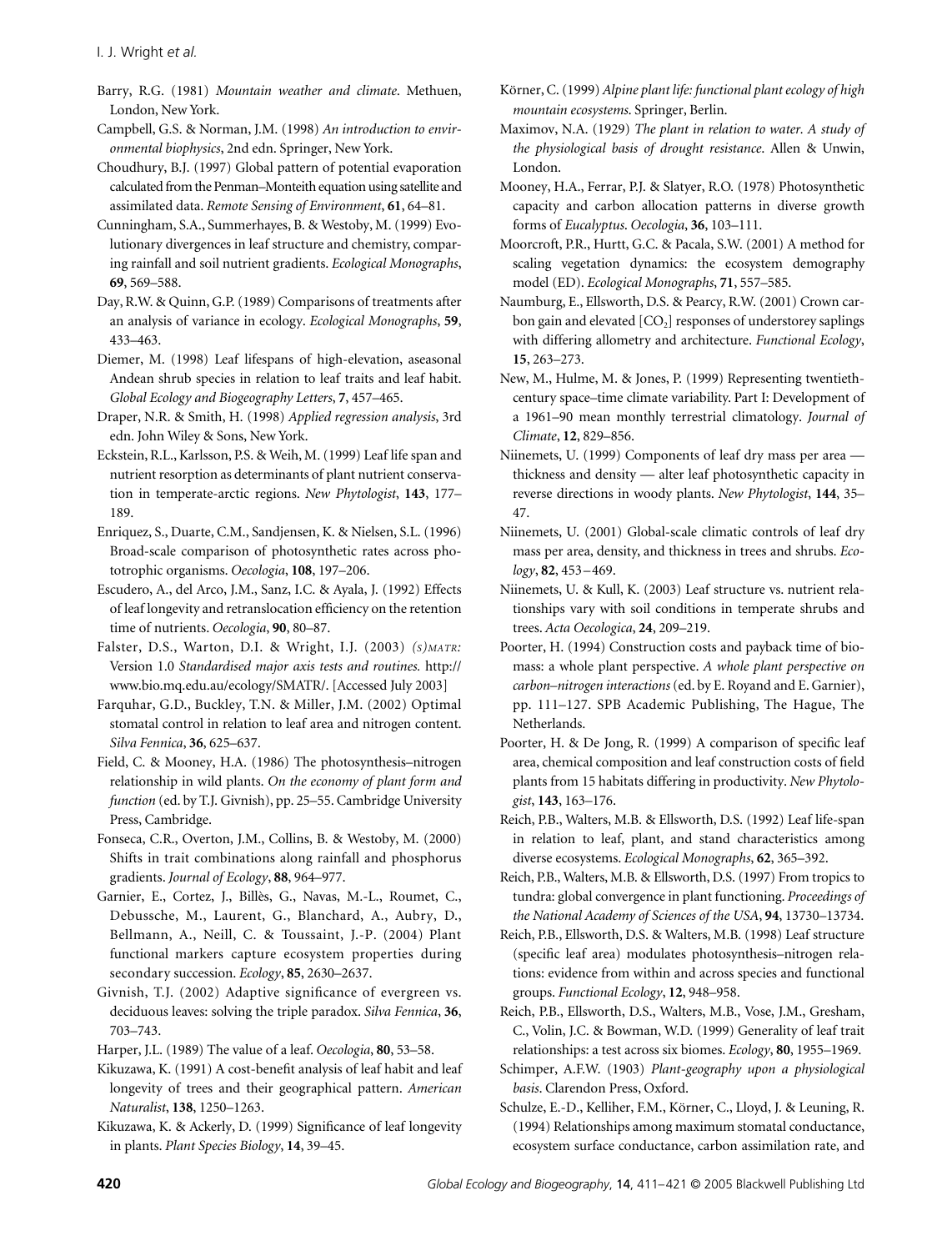Barry, R.G. (1981) *Mountain weather and climate*. Methuen, London, New York.

Campbell, G.S. & Norman, J.M. (1998) *An introduction to environmental biophysics*, 2nd edn. Springer, New York.

Choudhury, B.J. (1997) Global pattern of potential evaporation calculated from the Penman–Monteith equation using satellite and assimilated data. *Remote Sensing of Environment*, **61**, 64–81.

Cunningham, S.A., Summerhayes, B. & Westoby, M. (1999) Evolutionary divergences in leaf structure and chemistry, comparing rainfall and soil nutrient gradients. *Ecological Monographs*, **69**, 569–588.

Day, R.W. & Quinn, G.P. (1989) Comparisons of treatments after an analysis of variance in ecology. *Ecological Monographs*, **59**, 433–463.

Diemer, M. (1998) Leaf lifespans of high-elevation, aseasonal Andean shrub species in relation to leaf traits and leaf habit. *Global Ecology and Biogeography Letters*, **7**, 457–465.

Draper, N.R. & Smith, H. (1998) *Applied regression analysis*, 3rd edn. John Wiley & Sons, New York.

Eckstein, R.L., Karlsson, P.S. & Weih, M. (1999) Leaf life span and nutrient resorption as determinants of plant nutrient conservation in temperate-arctic regions. *New Phytologist*, **143**, 177–189.

Enriquez, S., Duarte, C.M., Sandjensen, K. & Nielsen, S.L. (1996) Broad-scale comparison of photosynthetic rates across phototrophic organisms. *Oecologia*, **108**, 197–206.

Escudero, A., del Arco, J.M., Sanz, I.C. & Ayala, J. (1992) Effects of leaf longevity and retranslocation efficiency on the retention time of nutrients. *Oecologia*, **90**, 80–87.

Falster, D.S., Warton, D.I. & Wright, I.J. (2003) *(S)MATR: Version 1.0 Standardised major axis tests and routines.* http://www.bio.mq.edu.au/ecology/SMATR/. [Accessed July 2003]

Farquhar, G.D., Buckley, T.N. & Miller, J.M. (2002) Optimal stomatal control in relation to leaf area and nitrogen content. *Silva Fennica*, **36**, 625–637.

Field, C. & Mooney, H.A. (1986) The photosynthesis–nitrogen relationship in wild plants. *On the economy of plant form and function* (ed. by T.J. Givnish), pp. 25–55. Cambridge University Press, Cambridge.

Fonseca, C.R., Overton, J.M., Collins, B. & Westoby, M. (2000) Shifts in trait combinations along rainfall and phosphorus gradients. *Journal of Ecology*, **88**, 964–977.

Garnier, E., Cortez, J., Billès, G., Navas, M.-L., Roumet, C., Debussche, M., Laurent, G., Blanchard, A., Aubry, D., Bellmann, A., Neill, C. & Toussaint, J.-P. (2004) Plant functional markers capture ecosystem properties during secondary succession. *Ecology*, **85**, 2630–2637.

Givnish, T.J. (2002) Adaptive significance of evergreen vs. deciduous leaves: solving the triple paradox. *Silva Fennica*, **36**, 703–743.

Harper, J.L. (1989) The value of a leaf. *Oecologia*, **80**, 53–58.

Kikuzawa, K. (1991) A cost-benefit analysis of leaf habit and leaf longevity of trees and their geographical pattern. *American Naturalist*, **138**, 1250–1263.

Kikuzawa, K. & Ackerly, D. (1999) Significance of leaf longevity in plants. *Plant Species Biology*, **14**, 39–45.

Körner, C. (1999) *Alpine plant life: functional plant ecology of high mountain ecosystems*. Springer, Berlin.

Maximov, N.A. (1929) *The plant in relation to water. A study of the physiological basis of drought resistance*. Allen & Unwin, London.

Mooney, H.A., Ferrar, P.J. & Slatyer, R.O. (1978) Photosynthetic capacity and carbon allocation patterns in diverse growth forms of *Eucalyptus*. *Oecologia*, **36**, 103–111.

Moorcroft, P.R., Hurtt, G.C. & Pacala, S.W. (2001) A method for scaling vegetation dynamics: the ecosystem demography model (ED). *Ecological Monographs*, **71**, 557–585.

Naumburg, E., Ellsworth, D.S. & Pearcy, R.W. (2001) Crown carbon gain and elevated [$CO_2$] responses of understorey saplings with differing allometry and architecture. *Functional Ecology*, **15**, 263–273.

New, M., Hulme, M. & Jones, P. (1999) Representing twentieth-century space–time climate variability. Part I: Development of a 1961–90 mean monthly terrestrial climatology. *Journal of Climate*, **12**, 829–856.

Niinemets, U. (1999) Components of leaf dry mass per area — thickness and density — alter leaf photosynthetic capacity in reverse directions in woody plants. *New Phytologist*, **144**, 35–47.

Niinemets, U. (2001) Global-scale climatic controls of leaf dry mass per area, density, and thickness in trees and shrubs. *Ecology*, **82**, 453–469.

Niinemets, U. & Kull, K. (2003) Leaf structure vs. nutrient relationships vary with soil conditions in temperate shrubs and trees. *Acta Oecologica*, **24**, 209–219.

Poorter, H. (1994) Construction costs and payback time of biomass: a whole plant perspective. *A whole plant perspective on carbon–nitrogen interactions* (ed. by E. Royand and E. Garnier), pp. 111–127. SPB Academic Publishing, The Hague, The Netherlands.

Poorter, H. & De Jong, R. (1999) A comparison of specific leaf area, chemical composition and leaf construction costs of field plants from 15 habitats differing in productivity. *New Phytologist*, **143**, 163–176.

Reich, P.B., Walters, M.B. & Ellsworth, D.S. (1992) Leaf life-span in relation to leaf, plant, and stand characteristics among diverse ecosystems. *Ecological Monographs*, **62**, 365–392.

Reich, P.B., Walters, M.B. & Ellsworth, D.S. (1997) From tropics to tundra: global convergence in plant functioning. *Proceedings of the National Academy of Sciences of the USA*, **94**, 13730–13734.

Reich, P.B., Ellsworth, D.S. & Walters, M.B. (1998) Leaf structure (specific leaf area) modulates photosynthesis–nitrogen relations: evidence from within and across species and functional groups. *Functional Ecology*, **12**, 948–958.

Reich, P.B., Ellsworth, D.S., Walters, M.B., Vose, J.M., Gresham, C., Volin, J.C. & Bowman, W.D. (1999) Generality of leaf trait relationships: a test across six biomes. *Ecology*, **80**, 1955–1969.

Schimper, A.F.W. (1903) *Plant-geography upon a physiological basis*. Clarendon Press, Oxford.

Schulze, E.-D., Kelliher, F.M., Körner, C., Lloyd, J. & Leuning, R. (1994) Relationships among maximum stomatal conductance, ecosystem surface conductance, carbon assimilation rate, and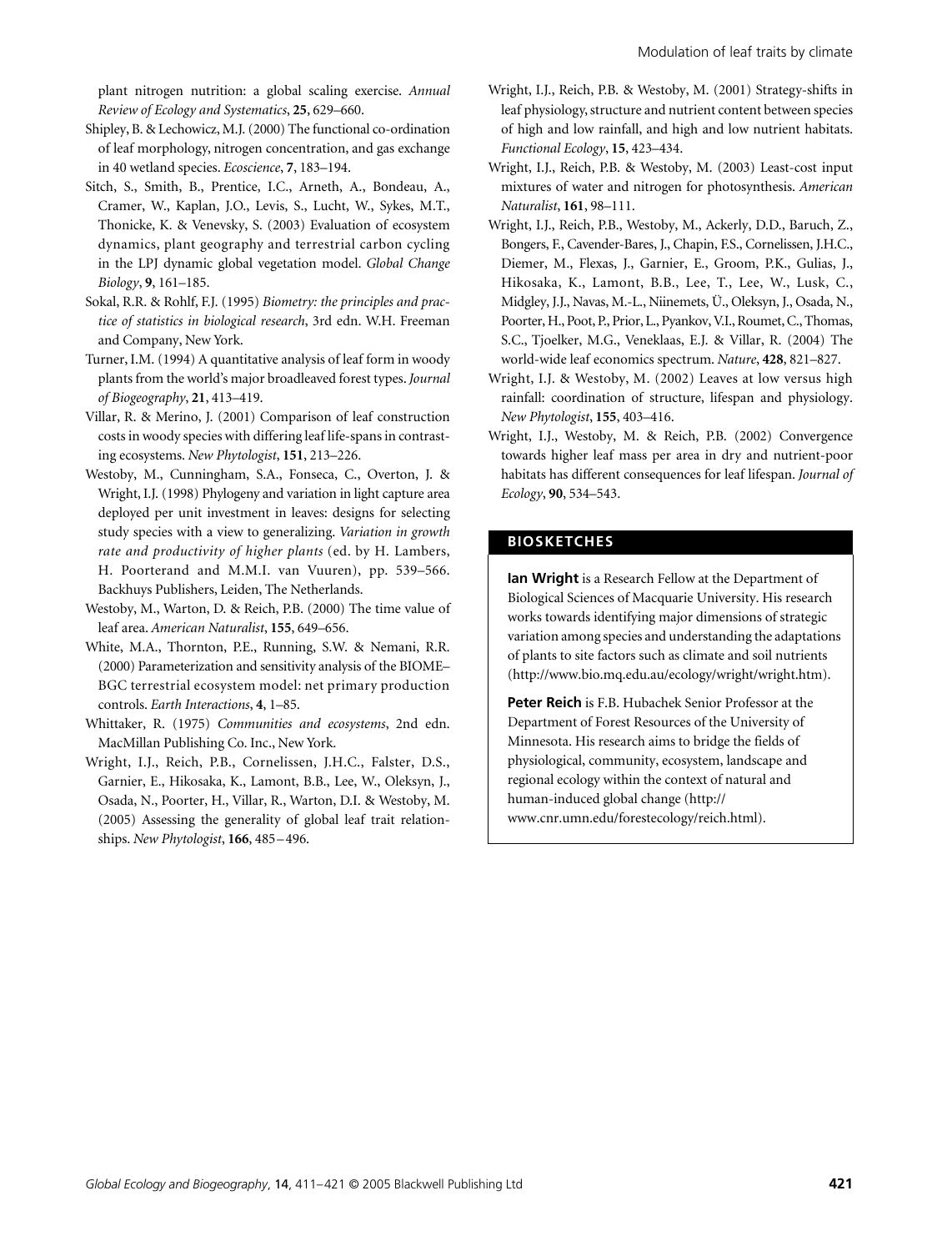plant nitrogen nutrition: a global scaling exercise. *Annual Review of Ecology and Systematics*, **25**, 629–660.

Shipley, B. & Lechowicz, M.J. (2000) The functional co-ordination of leaf morphology, nitrogen concentration, and gas exchange in 40 wetland species. *Ecoscience*, **7**, 183–194.

Sitch, S., Smith, B., Prentice, I.C., Arneth, A., Bondeau, A., Cramer, W., Kaplan, J.O., Levis, S., Lucht, W., Sykes, M.T., Thonicke, K. & Venevsky, S. (2003) Evaluation of ecosystem dynamics, plant geography and terrestrial carbon cycling in the LPJ dynamic global vegetation model. *Global Change Biology*, **9**, 161–185.

Sokal, R.R. & Rohlf, F.J. (1995) *Biometry: the principles and practice of statistics in biological research*, 3rd edn. W.H. Freeman and Company, New York.

Turner, I.M. (1994) A quantitative analysis of leaf form in woody plants from the world's major broadleaved forest types. *Journal of Biogeography*, **21**, 413–419.

Villar, R. & Merino, J. (2001) Comparison of leaf construction costs in woody species with differing leaf life-spans in contrasting ecosystems. *New Phytologist*, **151**, 213–226.

Westoby, M., Cunningham, S.A., Fonseca, C., Overton, J. & Wright, I.J. (1998) Phylogeny and variation in light capture area deployed per unit investment in leaves: designs for selecting study species with a view to generalizing. *Variation in growth rate and productivity of higher plants* (ed. by H. Lambers, H. Poorterand and M.M.I. van Vuuren), pp. 539–566. Backhuys Publishers, Leiden, The Netherlands.

Westoby, M., Warton, D. & Reich, P.B. (2000) The time value of leaf area. *American Naturalist*, **155**, 649–656.

White, M.A., Thornton, P.E., Running, S.W. & Nemani, R.R. (2000) Parameterization and sensitivity analysis of the BIOME–BGC terrestrial ecosystem model: net primary production controls. *Earth Interactions*, **4**, 1–85.

Whittaker, R. (1975) *Communities and ecosystems*, 2nd edn. MacMillan Publishing Co. Inc., New York.

Wright, I.J., Reich, P.B., Cornelissen, J.H.C., Falster, D.S., Garnier, E., Hikosaka, K., Lamont, B.B., Lee, W., Oleksyn, J., Osada, N., Poorter, H., Villar, R., Warton, D.I. & Westoby, M. (2005) Assessing the generality of global leaf trait relationships. *New Phytologist*, **166**, 485–496.

Wright, I.J., Reich, P.B. & Westoby, M. (2001) Strategy-shifts in leaf physiology, structure and nutrient content between species of high and low rainfall, and high and low nutrient habitats. *Functional Ecology*, **15**, 423–434.

Wright, I.J., Reich, P.B. & Westoby, M. (2003) Least-cost input mixtures of water and nitrogen for photosynthesis. *American Naturalist*, **161**, 98–111.

Wright, I.J., Reich, P.B., Westoby, M., Ackerly, D.D., Baruch, Z., Bongers, F., Cavender-Bares, J., Chapin, F.S., Cornelissen, J.H.C., Diemer, M., Flexas, J., Garnier, E., Groom, P.K., Gulias, J., Hikosaka, K., Lamont, B.B., Lee, T., Lee, W., Lusk, C., Midgley, J.J., Navas, M.-L., Niinemets, Ü., Oleksyn, J., Osada, N., Poorter, H., Poot, P., Prior, L., Pyankov, V.I., Roumet, C., Thomas, S.C., Tjoelker, M.G., Veneklaas, E.J. & Villar, R. (2004) The world-wide leaf economics spectrum. *Nature*, **428**, 821–827.

Wright, I.J. & Westoby, M. (2002) Leaves at low versus high rainfall: coordination of structure, lifespan and physiology. *New Phytologist*, **155**, 403–416.

Wright, I.J., Westoby, M. & Reich, P.B. (2002) Convergence towards higher leaf mass per area in dry and nutrient-poor habitats has different consequences for leaf lifespan. *Journal of Ecology*, **90**, 534–543.

## BIOSKETCHES

**Ian Wright** is a Research Fellow at the Department of Biological Sciences of Macquarie University. His research works towards identifying major dimensions of strategic variation among species and understanding the adaptations of plants to site factors such as climate and soil nutrients (http://www.bio.mq.edu.au/ecology/wright/wright.htm).

**Peter Reich** is F.B. Hubachek Senior Professor at the Department of Forest Resources of the University of Minnesota. His research aims to bridge the fields of physiological, community, ecosystem, landscape and regional ecology within the context of natural and human-induced global change (http://www.cnr.umn.edu/forestecology/reich.html).